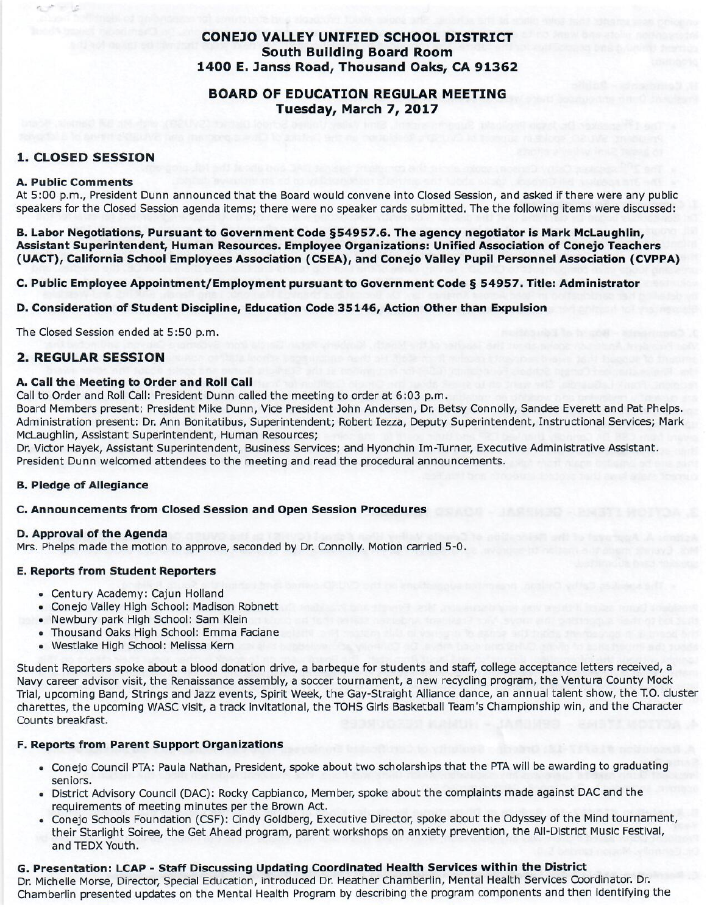# CONEJO VALLEY UNIFIED SCHOOL DISTRICT
**South Building Board Room**
**1400 E. Janss Road, Thousand Oaks, CA 91362**

## BOARD OF EDUCATION REGULAR MEETING
**Tuesday, March 7, 2017**

## 1. CLOSED SESSION

### A. Public Comments

At 5:00 p.m., President Dunn announced that the Board would convene into Closed Session, and asked if there were any public speakers for the Closed Session agenda items; there were no speaker cards submitted. The the following items were discussed:

**B. Labor Negotiations, Pursuant to Government Code §54957.6. The agency negotiator is Mark McLaughlin, Assistant Superintendent, Human Resources. Employee Organizations: Unified Association of Conejo Teachers (UACT), California School Employees Association (CSEA), and Conejo Valley Pupil Personnel Association (CVPPA)**

**C. Public Employee Appointment/Employment pursuant to Government Code § 54957. Title: Administrator**

**D. Consideration of Student Discipline, Education Code 35146, Action Other than Expulsion**

The Closed Session ended at 5:50 p.m.

## 2. REGULAR SESSION

### A. Call the Meeting to Order and Roll Call

Call to Order and Roll Call: President Dunn called the meeting to order at 6:03 p.m.
Board Members present: President Mike Dunn, Vice President John Andersen, Dr. Betsy Connolly, Sandee Everett and Pat Phelps.
Administration present: Dr. Ann Bonitatibus, Superintendent; Robert Iezza, Deputy Superintendent, Instructional Services; Mark McLaughlin, Assistant Superintendent, Human Resources;
Dr. Victor Hayek, Assistant Superintendent, Business Services; and Hyonchin Im-Turner, Executive Administrative Assistant.
President Dunn welcomed attendees to the meeting and read the procedural announcements.

### B. Pledge of Allegiance

### C. Announcements from Closed Session and Open Session Procedures

### D. Approval of the Agenda

Mrs. Phelps made the motion to approve, seconded by Dr. Connolly. Motion carried 5-0.

### E. Reports from Student Reporters

- Century Academy: Cajun Holland
- Conejo Valley High School: Madison Robnett
- Newbury park High School: Sam Klein
- Thousand Oaks High School: Emma Faciane
- Westlake High School: Melissa Kern

Student Reporters spoke about a blood donation drive, a barbeque for students and staff, college acceptance letters received, a Navy career advisor visit, the Renaissance assembly, a soccer tournament, a new recycling program, the Ventura County Mock Trial, upcoming Band, Strings and Jazz events, Spirit Week, the Gay-Straight Alliance dance, an annual talent show, the T.O. cluster charettes, the upcoming WASC visit, a track invitational, the TOHS Girls Basketball Team's Championship win, and the Character Counts breakfast.

### F. Reports from Parent Support Organizations

- Conejo Council PTA: Paula Nathan, President, spoke about two scholarships that the PTA will be awarding to graduating seniors.
- District Advisory Council (DAC): Rocky Capbianco, Member, spoke about the complaints made against DAC and the requirements of meeting minutes per the Brown Act.
- Conejo Schools Foundation (CSF): Cindy Goldberg, Executive Director, spoke about the Odyssey of the Mind tournament, their Starlight Soiree, the Get Ahead program, parent workshops on anxiety prevention, the All-District Music Festival, and TEDX Youth.

### G. Presentation: LCAP - Staff Discussing Updating Coordinated Health Services within the District

Dr. Michelle Morse, Director, Special Education, introduced Dr. Heather Chamberlin, Mental Health Services Coordinator. Dr. Chamberlin presented updates on the Mental Health Program by describing the program components and then identifying the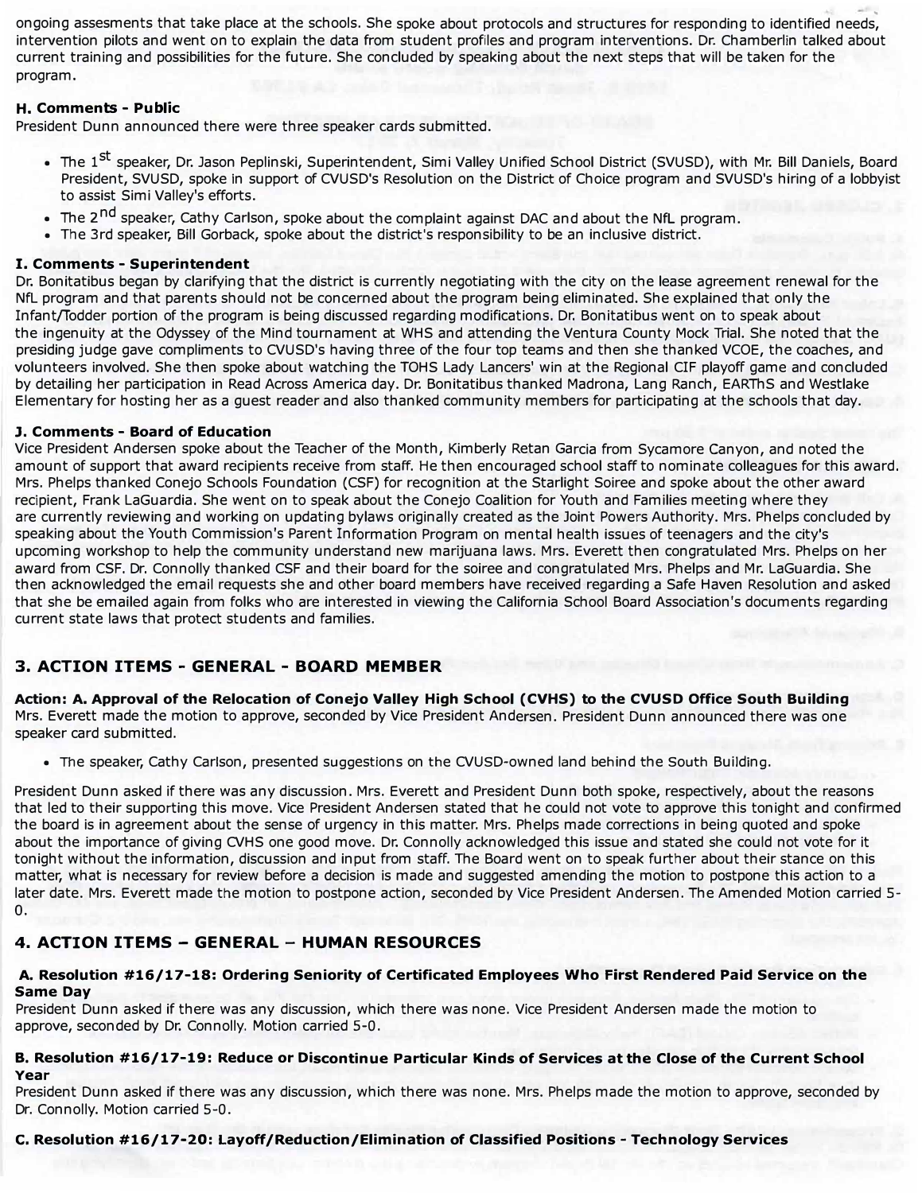ongoing assesments that take place at the schools. She spoke about protocols and structures for responding to identified needs, intervention pilots and went on to explain the data from student profiles and program interventions. Dr. Chamberlin talked about current training and possibilities for the future. She concluded by speaking about the next steps that will be taken for the program.

#### H. Comments - Public

President Dunn announced there were three speaker cards submitted.

- The 1st speaker, Dr. Jason Peplinski, Superintendent, Simi Valley Unified School District (SVUSD), with Mr. Bill Daniels, Board President, SVUSD, spoke in support of CVUSD's Resolution on the District of Choice program and SVUSD's hiring of a lobbyist to assist Simi Valley's efforts.
- The 2nd speaker, Cathy Carlson, spoke about the complaint against DAC and about the NfL program.
- The 3rd speaker, Bill Gorback, spoke about the district's responsibility to be an inclusive district.

#### I. Comments - Superintendent

Dr. Bonitatibus began by clarifying that the district is currently negotiating with the city on the lease agreement renewal for the NfL program and that parents should not be concerned about the program being eliminated. She explained that only the Infant/Todder portion of the program is being discussed regarding modifications. Dr. Bonitatibus went on to speak about the ingenuity at the Odyssey of the Mind tournament at WHS and attending the Ventura County Mock Trial. She noted that the presiding judge gave compliments to CVUSD's having three of the four top teams and then she thanked VCOE, the coaches, and volunteers involved. She then spoke about watching the TOHS Lady Lancers' win at the Regional CIF playoff game and concluded by detailing her participation in Read Across America day. Dr. Bonitatibus thanked Madrona, Lang Ranch, EARThS and Westlake Elementary for hosting her as a guest reader and also thanked community members for participating at the schools that day.

#### J. Comments - Board of Education

Vice President Andersen spoke about the Teacher of the Month, Kimberly Retan Garcia from Sycamore Canyon, and noted the amount of support that award recipients receive from staff. He then encouraged school staff to nominate colleagues for this award. Mrs. Phelps thanked Conejo Schools Foundation (CSF) for recognition at the Starlight Soiree and spoke about the other award recipient, Frank LaGuardia. She went on to speak about the Conejo Coalition for Youth and Families meeting where they are currently reviewing and working on updating bylaws originally created as the Joint Powers Authority. Mrs. Phelps concluded by speaking about the Youth Commission's Parent Information Program on mental health issues of teenagers and the city's upcoming workshop to help the community understand new marijuana laws. Mrs. Everett then congratulated Mrs. Phelps on her award from CSF. Dr. Connolly thanked CSF and their board for the soiree and congratulated Mrs. Phelps and Mr. LaGuardia. She then acknowledged the email requests she and other board members have received regarding a Safe Haven Resolution and asked that she be emailed again from folks who are interested in viewing the California School Board Association's documents regarding current state laws that protect students and families.

## 3. ACTION ITEMS - GENERAL - BOARD MEMBER

**Action: A. Approval of the Relocation of Conejo Valley High School (CVHS) to the CVUSD Office South Building**

Mrs. Everett made the motion to approve, seconded by Vice President Andersen. President Dunn announced there was one speaker card submitted.

- The speaker, Cathy Carlson, presented suggestions on the CVUSD-owned land behind the South Building.

President Dunn asked if there was any discussion. Mrs. Everett and President Dunn both spoke, respectively, about the reasons that led to their supporting this move. Vice President Andersen stated that he could not vote to approve this tonight and confirmed the board is in agreement about the sense of urgency in this matter. Mrs. Phelps made corrections in being quoted and spoke about the importance of giving CVHS one good move. Dr. Connolly acknowledged this issue and stated she could not vote for it tonight without the information, discussion and input from staff. The Board went on to speak further about their stance on this matter, what is necessary for review before a decision is made and suggested amending the motion to postpone this action to a later date. Mrs. Everett made the motion to postpone action, seconded by Vice President Andersen. The Amended Motion carried 5-0.

## 4. ACTION ITEMS – GENERAL – HUMAN RESOURCES

#### A. Resolution #16/17-18: Ordering Seniority of Certificated Employees Who First Rendered Paid Service on the Same Day

President Dunn asked if there was any discussion, which there was none. Vice President Andersen made the motion to approve, seconded by Dr. Connolly. Motion carried 5-0.

#### B. Resolution #16/17-19: Reduce or Discontinue Particular Kinds of Services at the Close of the Current School Year

President Dunn asked if there was any discussion, which there was none. Mrs. Phelps made the motion to approve, seconded by Dr. Connolly. Motion carried 5-0.

#### C. Resolution #16/17-20: Layoff/Reduction/Elimination of Classified Positions - Technology Services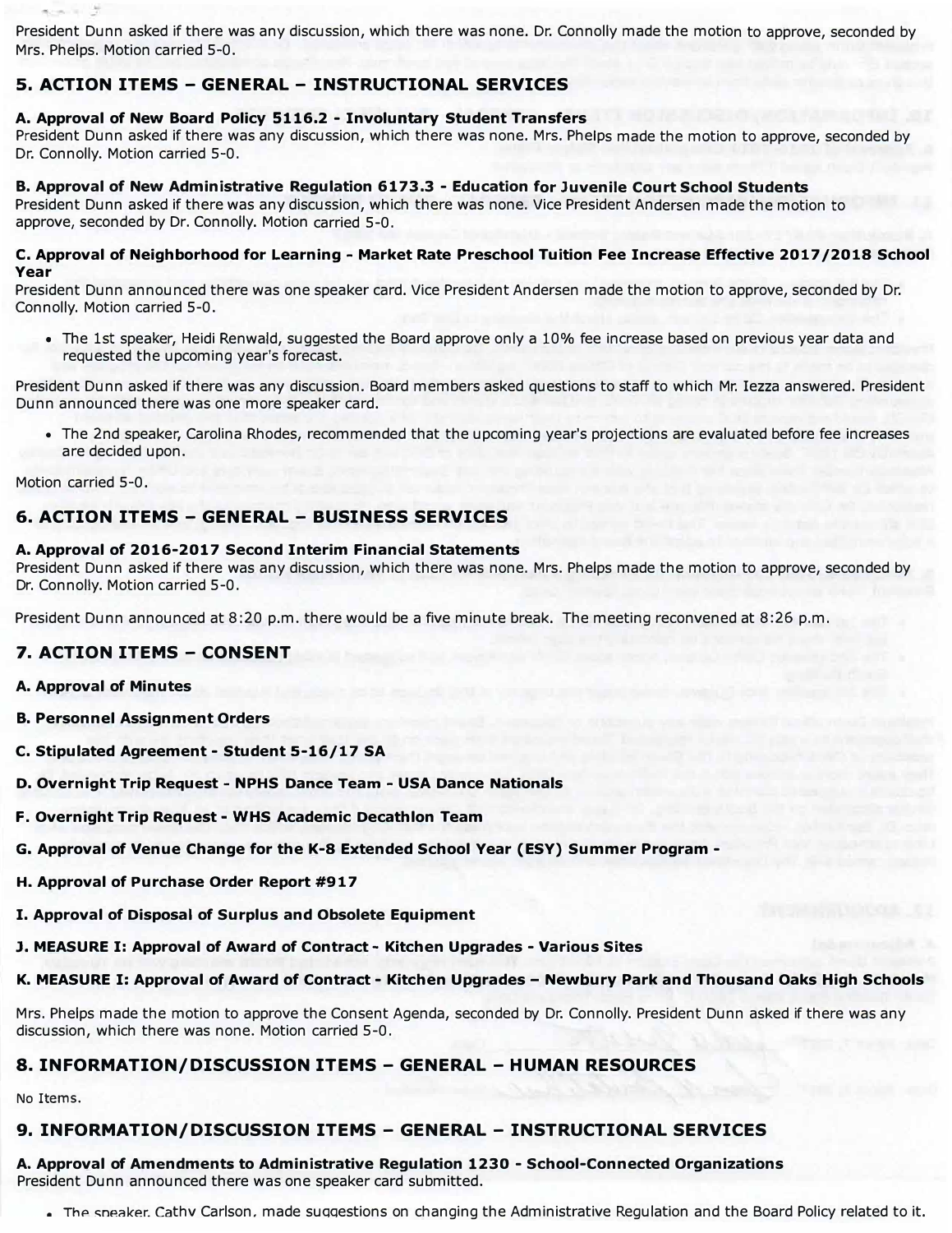President Dunn asked if there was any discussion, which there was none. Dr. Connolly made the motion to approve, seconded by Mrs. Phelps. Motion carried 5-0.

## 5. ACTION ITEMS – GENERAL – INSTRUCTIONAL SERVICES

**A. Approval of New Board Policy 5116.2 - Involuntary Student Transfers**
President Dunn asked if there was any discussion, which there was none. Mrs. Phelps made the motion to approve, seconded by Dr. Connolly. Motion carried 5-0.

**B. Approval of New Administrative Regulation 6173.3 - Education for Juvenile Court School Students**
President Dunn asked if there was any discussion, which there was none. Vice President Andersen made the motion to approve, seconded by Dr. Connolly. Motion carried 5-0.

**C. Approval of Neighborhood for Learning - Market Rate Preschool Tuition Fee Increase Effective 2017/2018 School Year**
President Dunn announced there was one speaker card. Vice President Andersen made the motion to approve, seconded by Dr. Connolly. Motion carried 5-0.

- The 1st speaker, Heidi Renwald, suggested the Board approve only a 10% fee increase based on previous year data and requested the upcoming year's forecast.

President Dunn asked if there was any discussion. Board members asked questions to staff to which Mr. Iezza answered. President Dunn announced there was one more speaker card.

- The 2nd speaker, Carolina Rhodes, recommended that the upcoming year's projections are evaluated before fee increases are decided upon.

Motion carried 5-0.

## 6. ACTION ITEMS – GENERAL – BUSINESS SERVICES

**A. Approval of 2016-2017 Second Interim Financial Statements**
President Dunn asked if there was any discussion, which there was none. Mrs. Phelps made the motion to approve, seconded by Dr. Connolly. Motion carried 5-0.

President Dunn announced at 8:20 p.m. there would be a five minute break. The meeting reconvened at 8:26 p.m.

## 7. ACTION ITEMS – CONSENT

**A. Approval of Minutes**

**B. Personnel Assignment Orders**

**C. Stipulated Agreement - Student 5-16/17 SA**

**D. Overnight Trip Request - NPHS Dance Team - USA Dance Nationals**

**F. Overnight Trip Request - WHS Academic Decathlon Team**

**G. Approval of Venue Change for the K-8 Extended School Year (ESY) Summer Program -**

**H. Approval of Purchase Order Report #917**

**I. Approval of Disposal of Surplus and Obsolete Equipment**

**J. MEASURE I: Approval of Award of Contract - Kitchen Upgrades - Various Sites**

**K. MEASURE I: Approval of Award of Contract - Kitchen Upgrades – Newbury Park and Thousand Oaks High Schools**

Mrs. Phelps made the motion to approve the Consent Agenda, seconded by Dr. Connolly. President Dunn asked if there was any discussion, which there was none. Motion carried 5-0.

## 8. INFORMATION/DISCUSSION ITEMS – GENERAL – HUMAN RESOURCES

No Items.

## 9. INFORMATION/DISCUSSION ITEMS – GENERAL – INSTRUCTIONAL SERVICES

**A. Approval of Amendments to Administrative Regulation 1230 - School-Connected Organizations**
President Dunn announced there was one speaker card submitted.

- The speaker, Cathy Carlson, made suggestions on changing the Administrative Regulation and the Board Policy related to it.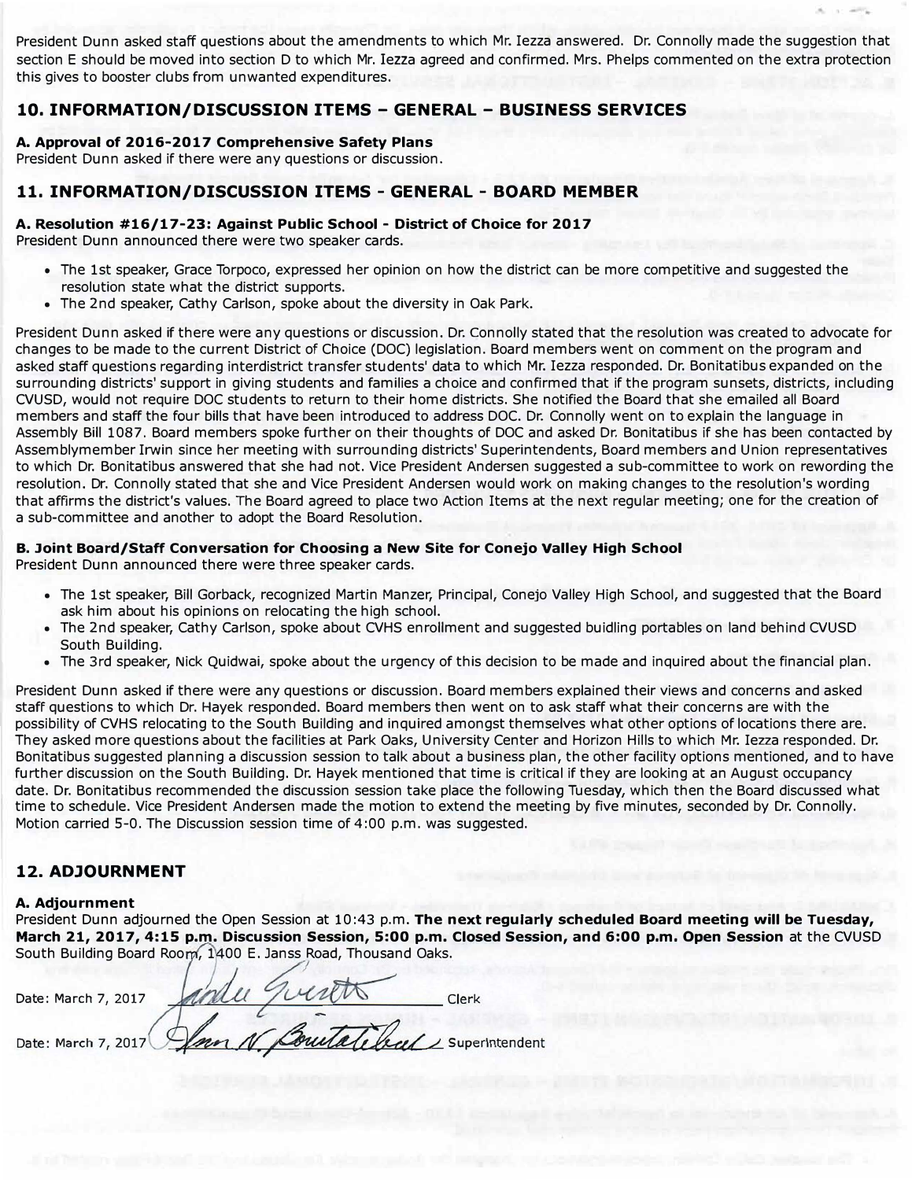President Dunn asked staff questions about the amendments to which Mr. Iezza answered. Dr. Connolly made the suggestion that section E should be moved into section D to which Mr. Iezza agreed and confirmed. Mrs. Phelps commented on the extra protection this gives to booster clubs from unwanted expenditures.

## 10. INFORMATION/DISCUSSION ITEMS – GENERAL – BUSINESS SERVICES

### A. Approval of 2016-2017 Comprehensive Safety Plans

President Dunn asked if there were any questions or discussion.

## 11. INFORMATION/DISCUSSION ITEMS - GENERAL - BOARD MEMBER

### A. Resolution #16/17-23: Against Public School - District of Choice for 2017

President Dunn announced there were two speaker cards.

- The 1st speaker, Grace Torpoco, expressed her opinion on how the district can be more competitive and suggested the resolution state what the district supports.
- The 2nd speaker, Cathy Carlson, spoke about the diversity in Oak Park.

President Dunn asked if there were any questions or discussion. Dr. Connolly stated that the resolution was created to advocate for changes to be made to the current District of Choice (DOC) legislation. Board members went on comment on the program and asked staff questions regarding interdistrict transfer students' data to which Mr. Iezza responded. Dr. Bonitatibus expanded on the surrounding districts' support in giving students and families a choice and confirmed that if the program sunsets, districts, including CVUSD, would not require DOC students to return to their home districts. She notified the Board that she emailed all Board members and staff the four bills that have been introduced to address DOC. Dr. Connolly went on to explain the language in Assembly Bill 1087. Board members spoke further on their thoughts of DOC and asked Dr. Bonitatibus if she has been contacted by Assemblymember Irwin since her meeting with surrounding districts' Superintendents, Board members and Union representatives to which Dr. Bonitatibus answered that she had not. Vice President Andersen suggested a sub-committee to work on rewording the resolution. Dr. Connolly stated that she and Vice President Andersen would work on making changes to the resolution's wording that affirms the district's values. The Board agreed to place two Action Items at the next regular meeting; one for the creation of a sub-committee and another to adopt the Board Resolution.

### B. Joint Board/Staff Conversation for Choosing a New Site for Conejo Valley High School

President Dunn announced there were three speaker cards.

- The 1st speaker, Bill Gorback, recognized Martin Manzer, Principal, Conejo Valley High School, and suggested that the Board ask him about his opinions on relocating the high school.
- The 2nd speaker, Cathy Carlson, spoke about CVHS enrollment and suggested buidling portables on land behind CVUSD South Building.
- The 3rd speaker, Nick Quidwai, spoke about the urgency of this decision to be made and inquired about the financial plan.

President Dunn asked if there were any questions or discussion. Board members explained their views and concerns and asked staff questions to which Dr. Hayek responded. Board members then went on to ask staff what their concerns are with the possibility of CVHS relocating to the South Building and inquired amongst themselves what other options of locations there are. They asked more questions about the facilities at Park Oaks, University Center and Horizon Hills to which Mr. Iezza responded. Dr. Bonitatibus suggested planning a discussion session to talk about a business plan, the other facility options mentioned, and to have further discussion on the South Building. Dr. Hayek mentioned that time is critical if they are looking at an August occupancy date. Dr. Bonitatibus recommended the discussion session take place the following Tuesday, which then the Board discussed what time to schedule. Vice President Andersen made the motion to extend the meeting by five minutes, seconded by Dr. Connolly. Motion carried 5-0. The Discussion session time of 4:00 p.m. was suggested.

## 12. ADJOURNMENT

### A. Adjournment

President Dunn adjourned the Open Session at 10:43 p.m. **The next regularly scheduled Board meeting will be Tuesday, March 21, 2017, 4:15 p.m. Discussion Session, 5:00 p.m. Closed Session, and 6:00 p.m. Open Session** at the CVUSD South Building Board Room, 1400 E. Janss Road, Thousand Oaks.

Date: March 7, 2017 ______________________ Clerk

Date: March 7, 2017 ______________________ Superintendent